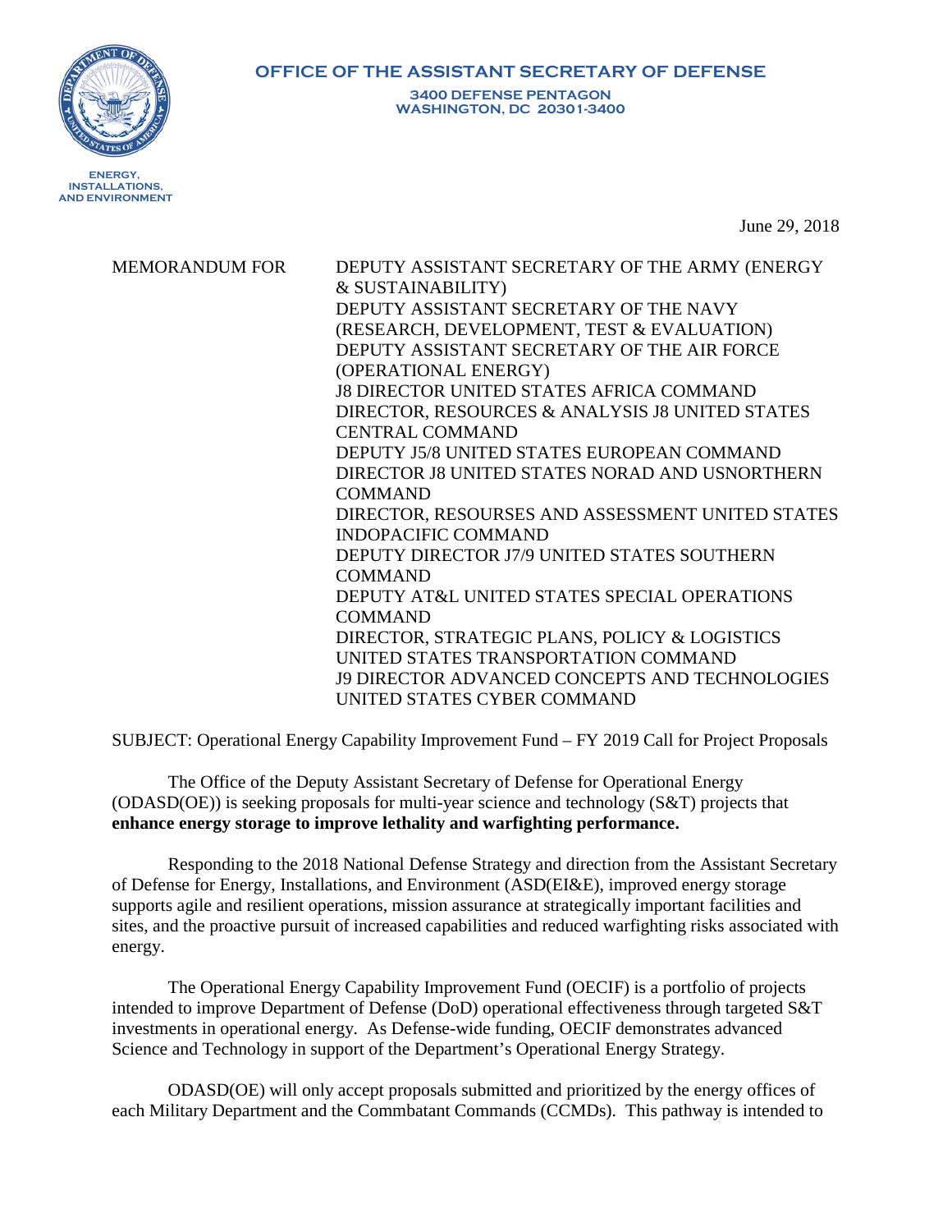**OFFICE OF THE ASSISTANT SECRETARY OF DEFENSE**
**3400 DEFENSE PENTAGON**
**WASHINGTON, DC 20301-3400**

**ENERGY, INSTALLATIONS, AND ENVIRONMENT**

June 29, 2018

MEMORANDUM FOR DEPUTY ASSISTANT SECRETARY OF THE ARMY (ENERGY & SUSTAINABILITY)
DEPUTY ASSISTANT SECRETARY OF THE NAVY (RESEARCH, DEVELOPMENT, TEST & EVALUATION)
DEPUTY ASSISTANT SECRETARY OF THE AIR FORCE (OPERATIONAL ENERGY)
J8 DIRECTOR UNITED STATES AFRICA COMMAND
DIRECTOR, RESOURCES & ANALYSIS J8 UNITED STATES CENTRAL COMMAND
DEPUTY J5/8 UNITED STATES EUROPEAN COMMAND
DIRECTOR J8 UNITED STATES NORAD AND USNORTHERN COMMAND
DIRECTOR, RESOURSES AND ASSESSMENT UNITED STATES INDOPACIFIC COMMAND
DEPUTY DIRECTOR J7/9 UNITED STATES SOUTHERN COMMAND
DEPUTY AT&L UNITED STATES SPECIAL OPERATIONS COMMAND
DIRECTOR, STRATEGIC PLANS, POLICY & LOGISTICS UNITED STATES TRANSPORTATION COMMAND
J9 DIRECTOR ADVANCED CONCEPTS AND TECHNOLOGIES UNITED STATES CYBER COMMAND

SUBJECT: Operational Energy Capability Improvement Fund – FY 2019 Call for Project Proposals

The Office of the Deputy Assistant Secretary of Defense for Operational Energy (ODASD(OE)) is seeking proposals for multi-year science and technology (S&T) projects that **enhance energy storage to improve lethality and warfighting performance.**

Responding to the 2018 National Defense Strategy and direction from the Assistant Secretary of Defense for Energy, Installations, and Environment (ASD(EI&E), improved energy storage supports agile and resilient operations, mission assurance at strategically important facilities and sites, and the proactive pursuit of increased capabilities and reduced warfighting risks associated with energy.

The Operational Energy Capability Improvement Fund (OECIF) is a portfolio of projects intended to improve Department of Defense (DoD) operational effectiveness through targeted S&T investments in operational energy. As Defense-wide funding, OECIF demonstrates advanced Science and Technology in support of the Department's Operational Energy Strategy.

ODASD(OE) will only accept proposals submitted and prioritized by the energy offices of each Military Department and the Commbatant Commands (CCMDs). This pathway is intended to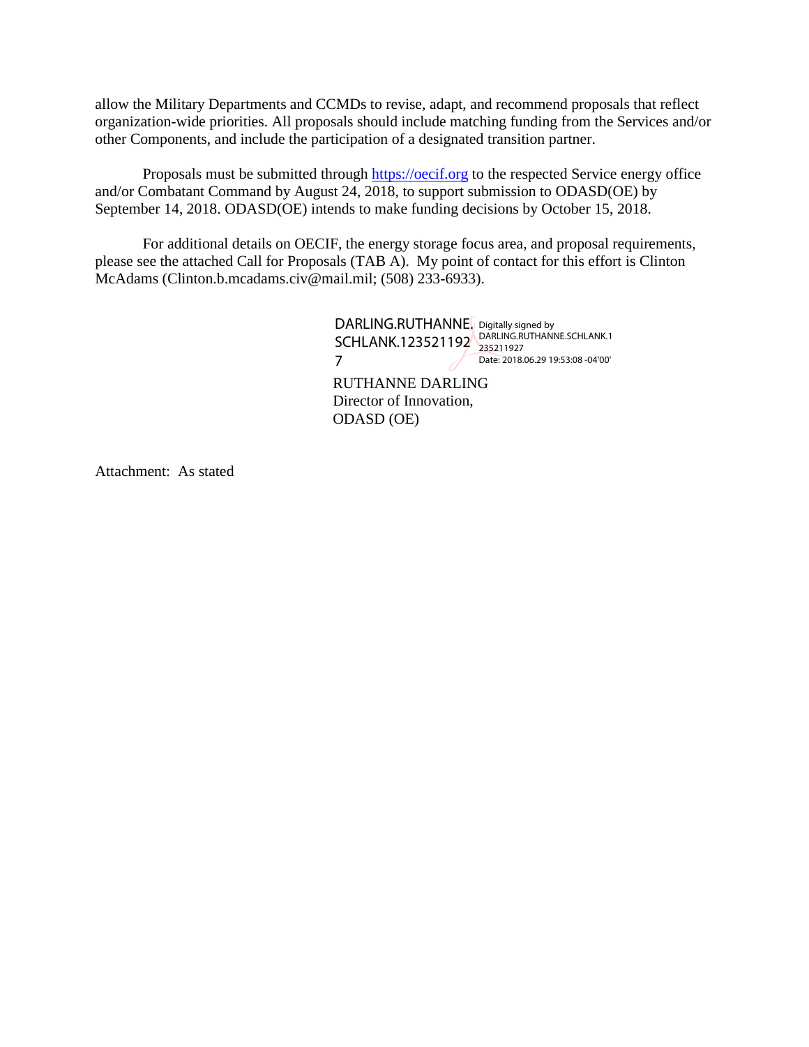allow the Military Departments and CCMDs to revise, adapt, and recommend proposals that reflect organization-wide priorities. All proposals should include matching funding from the Services and/or other Components, and include the participation of a designated transition partner.

Proposals must be submitted through https://oecif.org to the respected Service energy office and/or Combatant Command by August 24, 2018, to support submission to ODASD(OE) by September 14, 2018. ODASD(OE) intends to make funding decisions by October 15, 2018.

For additional details on OECIF, the energy storage focus area, and proposal requirements, please see the attached Call for Proposals (TAB A). My point of contact for this effort is Clinton McAdams (Clinton.b.mcadams.civ@mail.mil; (508) 233-6933).

DARLING.RUTHANNE.SCHLANK.1235211927

Digitally signed by DARLING.RUTHANNE.SCHLANK.1235211927
Date: 2018.06.29 19:53:08 -04'00'

RUTHANNE DARLING
Director of Innovation,
ODASD (OE)

Attachment: As stated